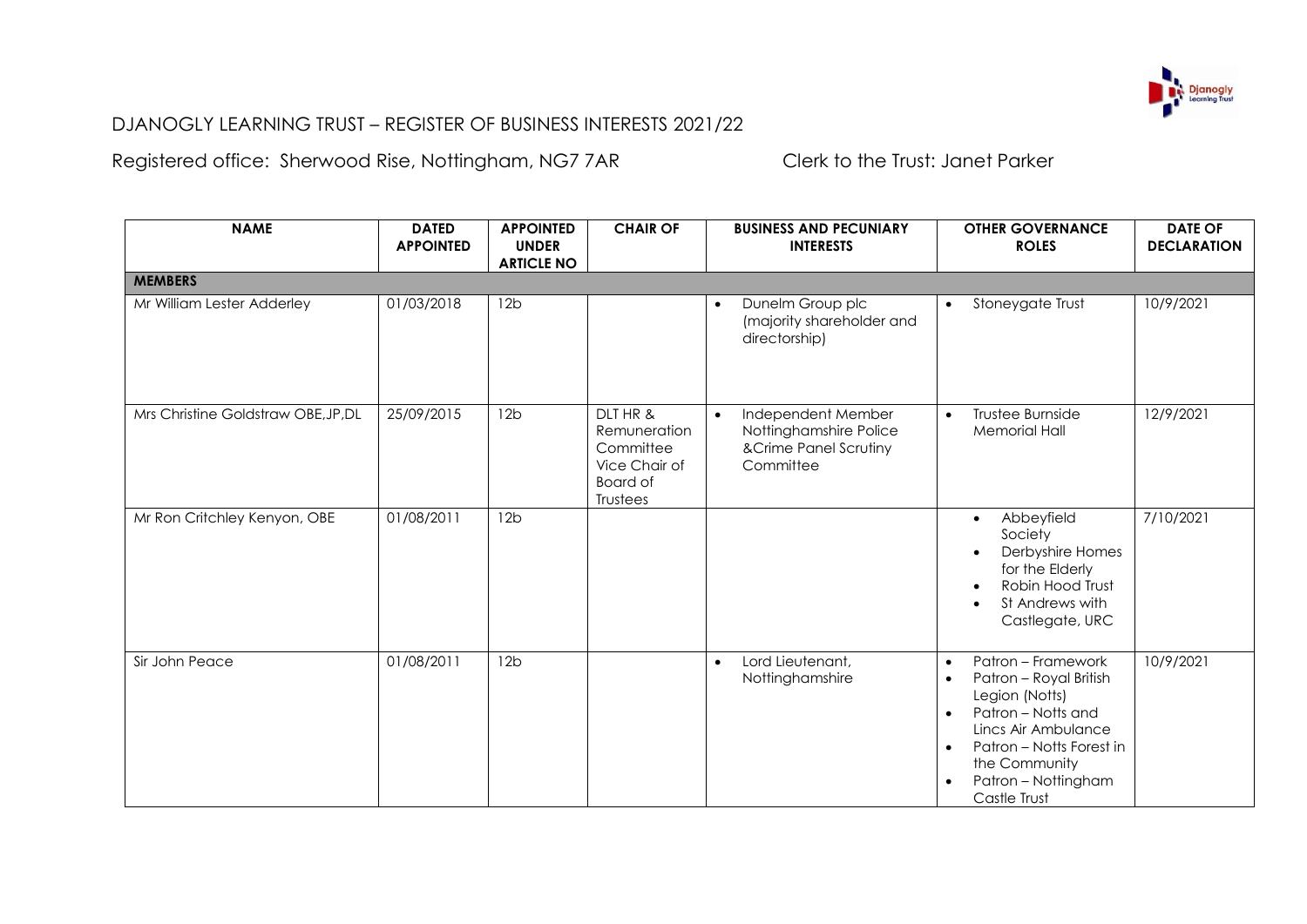# DJANOGLY LEARNING TRUST – REGISTER OF BUSINESS INTERESTS 2021/22

Registered office: Sherwood Rise, Nottingham, NG7 7AR Clerk to the Trust: Janet Parker

| NAME | DATED APPOINTED | APPOINTED UNDER ARTICLE NO | CHAIR OF | BUSINESS AND PECUNIARY INTERESTS | OTHER GOVERNANCE ROLES | DATE OF DECLARATION |
|---|---|---|---|---|---|---|
| **MEMBERS** | | | | | | |
| Mr William Lester Adderley | 01/03/2018 | 12b | | • Dunelm Group plc (majority shareholder and directorship) | • Stoneygate Trust | 10/9/2021 |
| Mrs Christine Goldstraw OBE,JP,DL | 25/09/2015 | 12b | DLT HR & Remuneration Committee Vice Chair of Board of Trustees | • Independent Member Nottinghamshire Police &Crime Panel Scrutiny Committee | • Trustee Burnside Memorial Hall | 12/9/2021 |
| Mr Ron Critchley Kenyon, OBE | 01/08/2011 | 12b | | | • Abbeyfield Society<br>• Derbyshire Homes for the Elderly<br>• Robin Hood Trust<br>• St Andrews with Castlegate, URC | 7/10/2021 |
| Sir John Peace | 01/08/2011 | 12b | | • Lord Lieutenant, Nottinghamshire | • Patron – Framework<br>• Patron – Royal British Legion (Notts)<br>• Patron – Notts and Lincs Air Ambulance<br>• Patron – Notts Forest in the Community<br>• Patron – Nottingham Castle Trust | 10/9/2021 |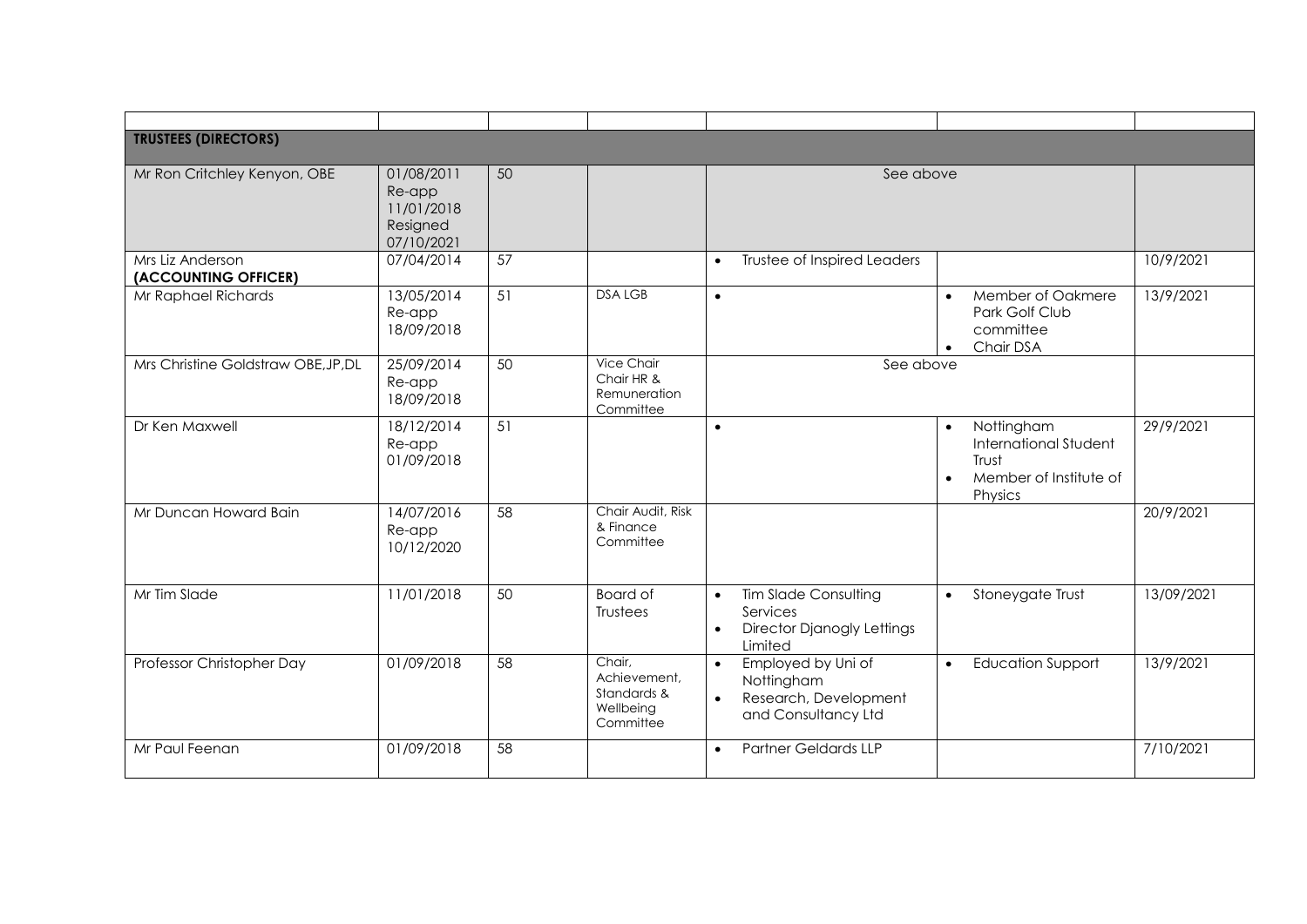| | | | | | | |
|---|---|---|---|---|---|---|
| **TRUSTEES (DIRECTORS)** | | | | | | |
| Mr Ron Critchley Kenyon, OBE | 01/08/2011 Re-app 11/01/2018 Resigned 07/10/2021 | 50 | | See above | | |
| Mrs Liz Anderson **(ACCOUNTING OFFICER)** | 07/04/2014 | 57 | | • Trustee of Inspired Leaders | | 10/9/2021 |
| Mr Raphael Richards | 13/05/2014 Re-app 18/09/2018 | 51 | DSA LGB | • | • Member of Oakmere Park Golf Club committee • Chair DSA | 13/9/2021 |
| Mrs Christine Goldstraw OBE,JP,DL | 25/09/2014 Re-app 18/09/2018 | 50 | Vice Chair Chair HR & Remuneration Committee | See above | | |
| Dr Ken Maxwell | 18/12/2014 Re-app 01/09/2018 | 51 | | • | • Nottingham International Student Trust • Member of Institute of Physics | 29/9/2021 |
| Mr Duncan Howard Bain | 14/07/2016 Re-app 10/12/2020 | 58 | Chair Audit, Risk & Finance Committee | | | 20/9/2021 |
| Mr Tim Slade | 11/01/2018 | 50 | Board of Trustees | • Tim Slade Consulting Services • Director Djanogly Lettings Limited | • Stoneygate Trust | 13/09/2021 |
| Professor Christopher Day | 01/09/2018 | 58 | Chair, Achievement, Standards & Wellbeing Committee | • Employed by Uni of Nottingham • Research, Development and Consultancy Ltd | • Education Support | 13/9/2021 |
| Mr Paul Feenan | 01/09/2018 | 58 | | • Partner Geldards LLP | | 7/10/2021 |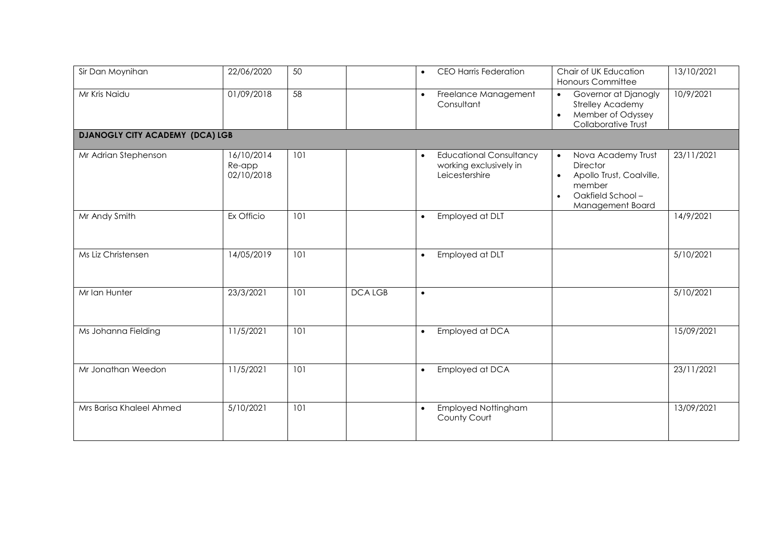| | | | | | | |
|---|---|---|---|---|---|---|
| Sir Dan Moynihan | 22/06/2020 | 50 | | • CEO Harris Federation | Chair of UK Education Honours Committee | 13/10/2021 |
| Mr Kris Naidu | 01/09/2018 | 58 | | • Freelance Management Consultant | • Governor at Djanogly Strelley Academy<br>• Member of Odyssey Collaborative Trust | 10/9/2021 |
| **DJANOGLY CITY ACADEMY (DCA) LGB** | | | | | | |
| Mr Adrian Stephenson | 16/10/2014<br>Re-app<br>02/10/2018 | 101 | | • Educational Consultancy working exclusively in Leicestershire | • Nova Academy Trust Director<br>• Apollo Trust, Coalville, member<br>• Oakfield School – Management Board | 23/11/2021 |
| Mr Andy Smith | Ex Officio | 101 | | • Employed at DLT | | 14/9/2021 |
| Ms Liz Christensen | 14/05/2019 | 101 | | • Employed at DLT | | 5/10/2021 |
| Mr Ian Hunter | 23/3/2021 | 101 | DCA LGB | • | | 5/10/2021 |
| Ms Johanna Fielding | 11/5/2021 | 101 | | • Employed at DCA | | 15/09/2021 |
| Mr Jonathan Weedon | 11/5/2021 | 101 | | • Employed at DCA | | 23/11/2021 |
| Mrs Barisa Khaleel Ahmed | 5/10/2021 | 101 | | • Employed Nottingham County Court | | 13/09/2021 |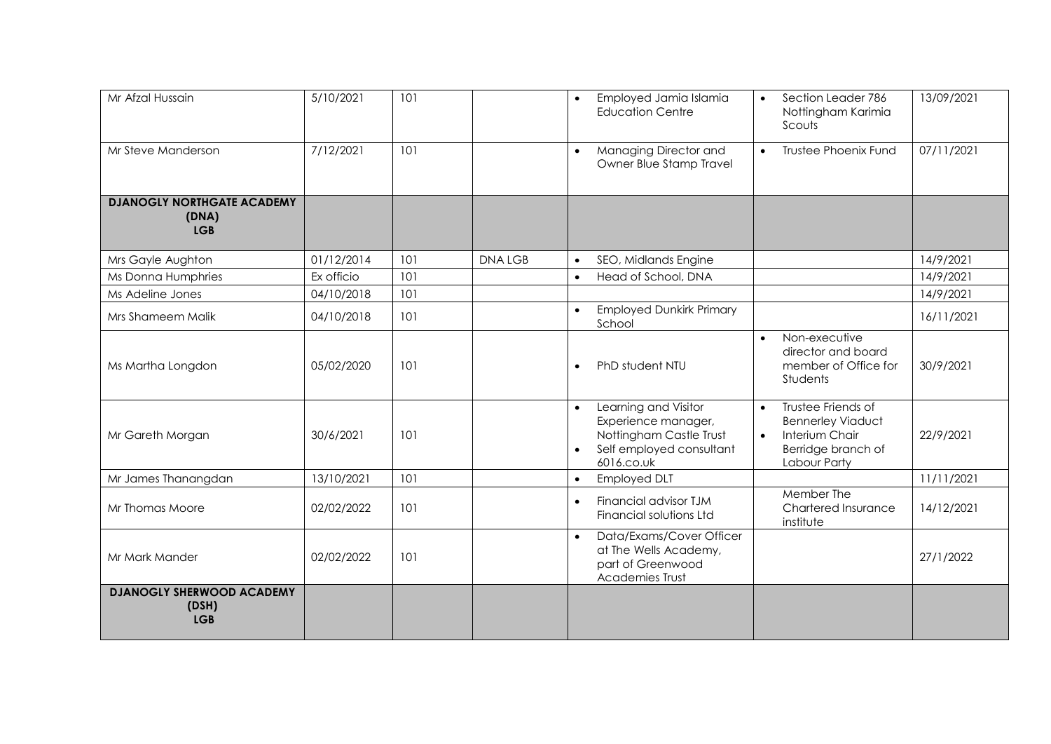| | | | | | | |
|---|---|---|---|---|---|---|
| Mr Afzal Hussain | 5/10/2021 | 101 | | • Employed Jamia Islamia Education Centre | • Section Leader 786 Nottingham Karimia Scouts | 13/09/2021 |
| Mr Steve Manderson | 7/12/2021 | 101 | | • Managing Director and Owner Blue Stamp Travel | • Trustee Phoenix Fund | 07/11/2021 |
| **DJANOGLY NORTHGATE ACADEMY (DNA) LGB** | | | | | | |
| Mrs Gayle Aughton | 01/12/2014 | 101 | DNA LGB | • SEO, Midlands Engine | | 14/9/2021 |
| Ms Donna Humphries | Ex officio | 101 | | • Head of School, DNA | | 14/9/2021 |
| Ms Adeline Jones | 04/10/2018 | 101 | | | | 14/9/2021 |
| Mrs Shameem Malik | 04/10/2018 | 101 | | • Employed Dunkirk Primary School | | 16/11/2021 |
| Ms Martha Longdon | 05/02/2020 | 101 | | • PhD student NTU | • Non-executive director and board member of Office for Students | 30/9/2021 |
| Mr Gareth Morgan | 30/6/2021 | 101 | | • Learning and Visitor Experience manager, Nottingham Castle Trust<br>• Self employed consultant 6016.co.uk | • Trustee Friends of Bennerley Viaduct<br>• Interium Chair Berridge branch of Labour Party | 22/9/2021 |
| Mr James Thanangdan | 13/10/2021 | 101 | | • Employed DLT | | 11/11/2021 |
| Mr Thomas Moore | 02/02/2022 | 101 | | • Financial advisor TJM Financial solutions Ltd | Member The Chartered Insurance institute | 14/12/2021 |
| Mr Mark Mander | 02/02/2022 | 101 | | • Data/Exams/Cover Officer at The Wells Academy, part of Greenwood Academies Trust | | 27/1/2022 |
| **DJANOGLY SHERWOOD ACADEMY (DSH) LGB** | | | | | | |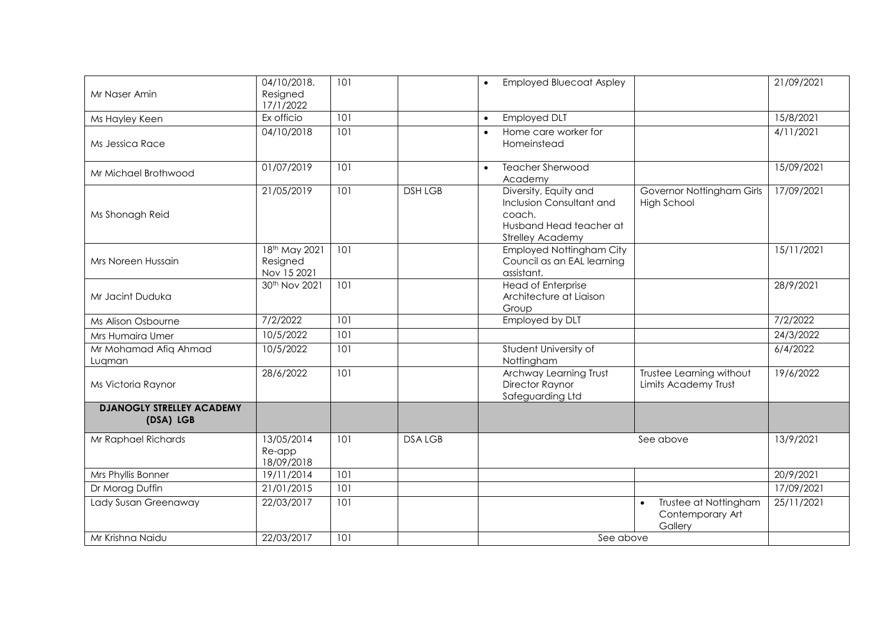| | | | | | | |
|---|---|---|---|---|---|---|
| Mr Naser Amin | 04/10/2018. Resigned 17/1/2022 | 101 | | • Employed Bluecoat Aspley | | 21/09/2021 |
| Ms Hayley Keen | Ex officio | 101 | | • Employed DLT | | 15/8/2021 |
| Ms Jessica Race | 04/10/2018 | 101 | | • Home care worker for Homeinstead | | 4/11/2021 |
| Mr Michael Brothwood | 01/07/2019 | 101 | | • Teacher Sherwood Academy | | 15/09/2021 |
| Ms Shonagh Reid | 21/05/2019 | 101 | DSH LGB | Diversity, Equity and Inclusion Consultant and coach. Husband Head teacher at Strelley Academy | Governor Nottingham Girls High School | 17/09/2021 |
| Mrs Noreen Hussain | 18th May 2021 Resigned Nov 15 2021 | 101 | | Employed Nottingham City Council as an EAL learning assistant. | | 15/11/2021 |
| Mr Jacint Duduka | 30th Nov 2021 | 101 | | Head of Enterprise Architecture at Liaison Group | | 28/9/2021 |
| Ms Alison Osbourne | 7/2/2022 | 101 | | Employed by DLT | | 7/2/2022 |
| Mrs Humaira Umer | 10/5/2022 | 101 | | | | 24/3/2022 |
| Mr Mohamad Afiq Ahmad Luqman | 10/5/2022 | 101 | | Student University of Nottingham | | 6/4/2022 |
| Ms Victoria Raynor | 28/6/2022 | 101 | | Archway Learning Trust Director Raynor Safeguarding Ltd | Trustee Learning without Limits Academy Trust | 19/6/2022 |
| **DJANOGLY STRELLEY ACADEMY (DSA) LGB** | | | | | | |
| Mr Raphael Richards | 13/05/2014 Re-app 18/09/2018 | 101 | DSA LGB | See above | | 13/9/2021 |
| Mrs Phyllis Bonner | 19/11/2014 | 101 | | | | 20/9/2021 |
| Dr Morag Duffin | 21/01/2015 | 101 | | | | 17/09/2021 |
| Lady Susan Greenaway | 22/03/2017 | 101 | | | • Trustee at Nottingham Contemporary Art Gallery | 25/11/2021 |
| Mr Krishna Naidu | 22/03/2017 | 101 | | See above | | |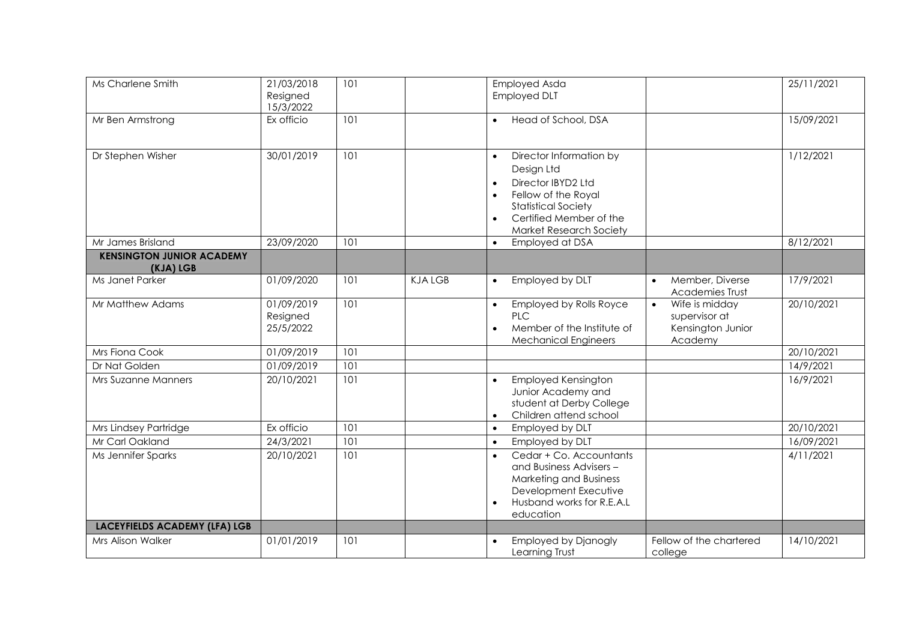| | | | | | | |
|---|---|---|---|---|---|---|
| Ms Charlene Smith | 21/03/2018 Resigned 15/3/2022 | 101 | | Employed Asda<br>Employed DLT | | 25/11/2021 |
| Mr Ben Armstrong | Ex officio | 101 | | • Head of School, DSA | | 15/09/2021 |
| Dr Stephen Wisher | 30/01/2019 | 101 | | • Director Information by Design Ltd<br>• Director IBYD2 Ltd<br>• Fellow of the Royal Statistical Society<br>• Certified Member of the Market Research Society | | 1/12/2021 |
| Mr James Brisland | 23/09/2020 | 101 | | • Employed at DSA | | 8/12/2021 |
| **KENSINGTON JUNIOR ACADEMY (KJA) LGB** | | | | | | |
| Ms Janet Parker | 01/09/2020 | 101 | KJA LGB | • Employed by DLT | • Member, Diverse Academies Trust | 17/9/2021 |
| Mr Matthew Adams | 01/09/2019 Resigned 25/5/2022 | 101 | | • Employed by Rolls Royce PLC<br>• Member of the Institute of Mechanical Engineers | • Wife is midday supervisor at Kensington Junior Academy | 20/10/2021 |
| Mrs Fiona Cook | 01/09/2019 | 101 | | | | 20/10/2021 |
| Dr Nat Golden | 01/09/2019 | 101 | | | | 14/9/2021 |
| Mrs Suzanne Manners | 20/10/2021 | 101 | | • Employed Kensington Junior Academy and student at Derby College<br>• Children attend school | | 16/9/2021 |
| Mrs Lindsey Partridge | Ex officio | 101 | | • Employed by DLT | | 20/10/2021 |
| Mr Carl Oakland | 24/3/2021 | 101 | | • Employed by DLT | | 16/09/2021 |
| Ms Jennifer Sparks | 20/10/2021 | 101 | | • Cedar + Co. Accountants and Business Advisers – Marketing and Business Development Executive<br>• Husband works for R.E.A.L education | | 4/11/2021 |
| **LACEYFIELDS ACADEMY (LFA) LGB** | | | | | | |
| Mrs Alison Walker | 01/01/2019 | 101 | | • Employed by Djanogly Learning Trust | Fellow of the chartered college | 14/10/2021 |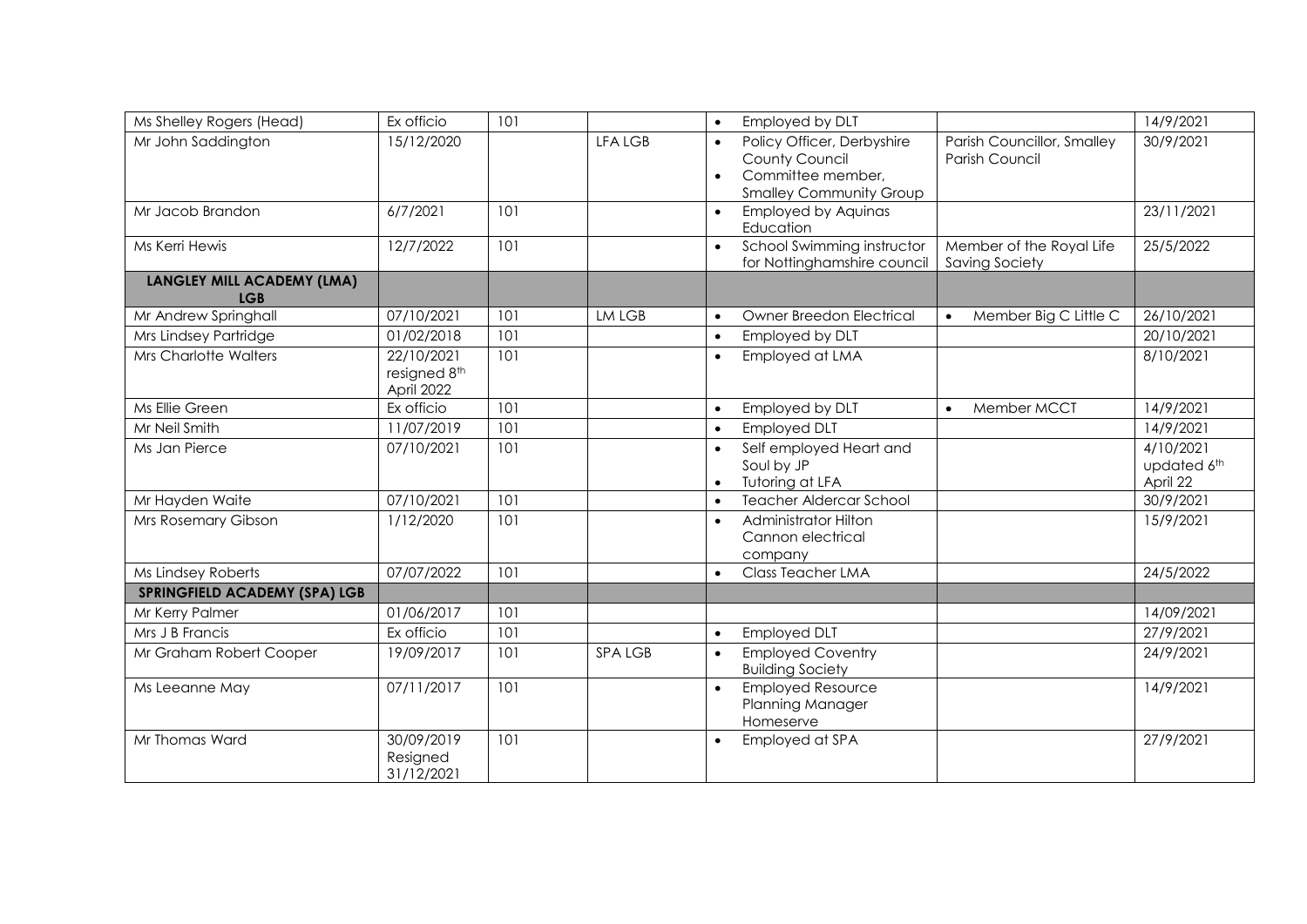| | | | | | | |
|---|---|---|---|---|---|---|
| Ms Shelley Rogers (Head) | Ex officio | 101 | | • Employed by DLT | | 14/9/2021 |
| Mr John Saddington | 15/12/2020 | | LFA LGB | • Policy Officer, Derbyshire County Council<br>• Committee member, Smalley Community Group | Parish Councillor, Smalley Parish Council | 30/9/2021 |
| Mr Jacob Brandon | 6/7/2021 | 101 | | • Employed by Aquinas Education | | 23/11/2021 |
| Ms Kerri Hewis | 12/7/2022 | 101 | | • School Swimming instructor for Nottinghamshire council | Member of the Royal Life Saving Society | 25/5/2022 |
| **LANGLEY MILL ACADEMY (LMA) LGB** | | | | | | |
| Mr Andrew Springhall | 07/10/2021 | 101 | LM LGB | • Owner Breedon Electrical | • Member Big C Little C | 26/10/2021 |
| Mrs Lindsey Partridge | 01/02/2018 | 101 | | • Employed by DLT | | 20/10/2021 |
| Mrs Charlotte Walters | 22/10/2021 resigned 8th April 2022 | 101 | | • Employed at LMA | | 8/10/2021 |
| Ms Ellie Green | Ex officio | 101 | | • Employed by DLT | • Member MCCT | 14/9/2021 |
| Mr Neil Smith | 11/07/2019 | 101 | | • Employed DLT | | 14/9/2021 |
| Ms Jan Pierce | 07/10/2021 | 101 | | • Self employed Heart and Soul by JP<br>• Tutoring at LFA | | 4/10/2021 updated 6th April 22 |
| Mr Hayden Waite | 07/10/2021 | 101 | | • Teacher Aldercar School | | 30/9/2021 |
| Mrs Rosemary Gibson | 1/12/2020 | 101 | | • Administrator Hilton Cannon electrical company | | 15/9/2021 |
| Ms Lindsey Roberts | 07/07/2022 | 101 | | • Class Teacher LMA | | 24/5/2022 |
| **SPRINGFIELD ACADEMY (SPA) LGB** | | | | | | |
| Mr Kerry Palmer | 01/06/2017 | 101 | | | | 14/09/2021 |
| Mrs J B Francis | Ex officio | 101 | | • Employed DLT | | 27/9/2021 |
| Mr Graham Robert Cooper | 19/09/2017 | 101 | SPA LGB | • Employed Coventry Building Society | | 24/9/2021 |
| Ms Leeanne May | 07/11/2017 | 101 | | • Employed Resource Planning Manager Homeserve | | 14/9/2021 |
| Mr Thomas Ward | 30/09/2019 Resigned 31/12/2021 | 101 | | • Employed at SPA | | 27/9/2021 |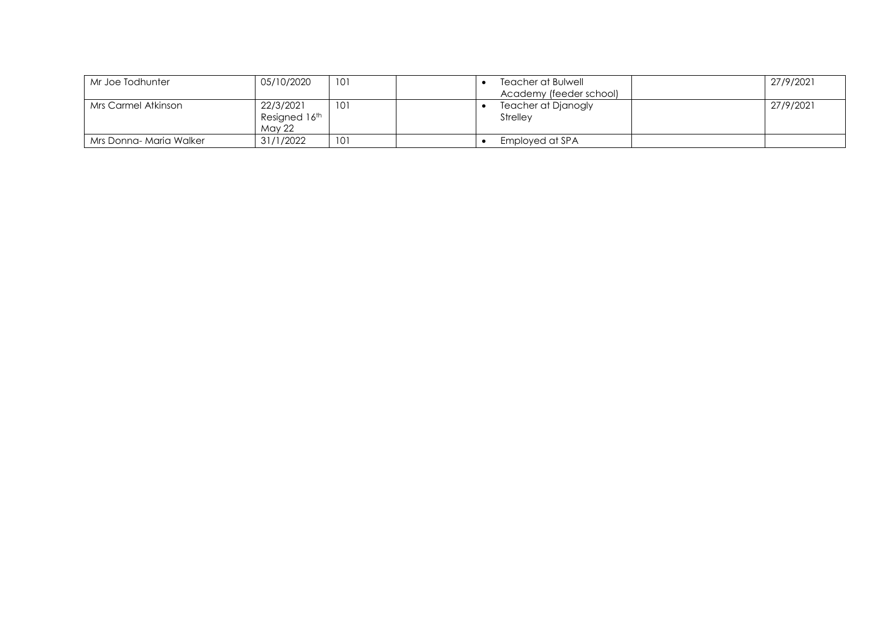| | | | | | | |
|---|---|---|---|---|---|---|
| Mr Joe Todhunter | 05/10/2020 | 101 | | • Teacher at Bulwell Academy (feeder school) | | 27/9/2021 |
| Mrs Carmel Atkinson | 22/3/2021 Resigned 16th May 22 | 101 | | • Teacher at Djanogly Strelley | | 27/9/2021 |
| Mrs Donna- Maria Walker | 31/1/2022 | 101 | | • Employed at SPA | | |